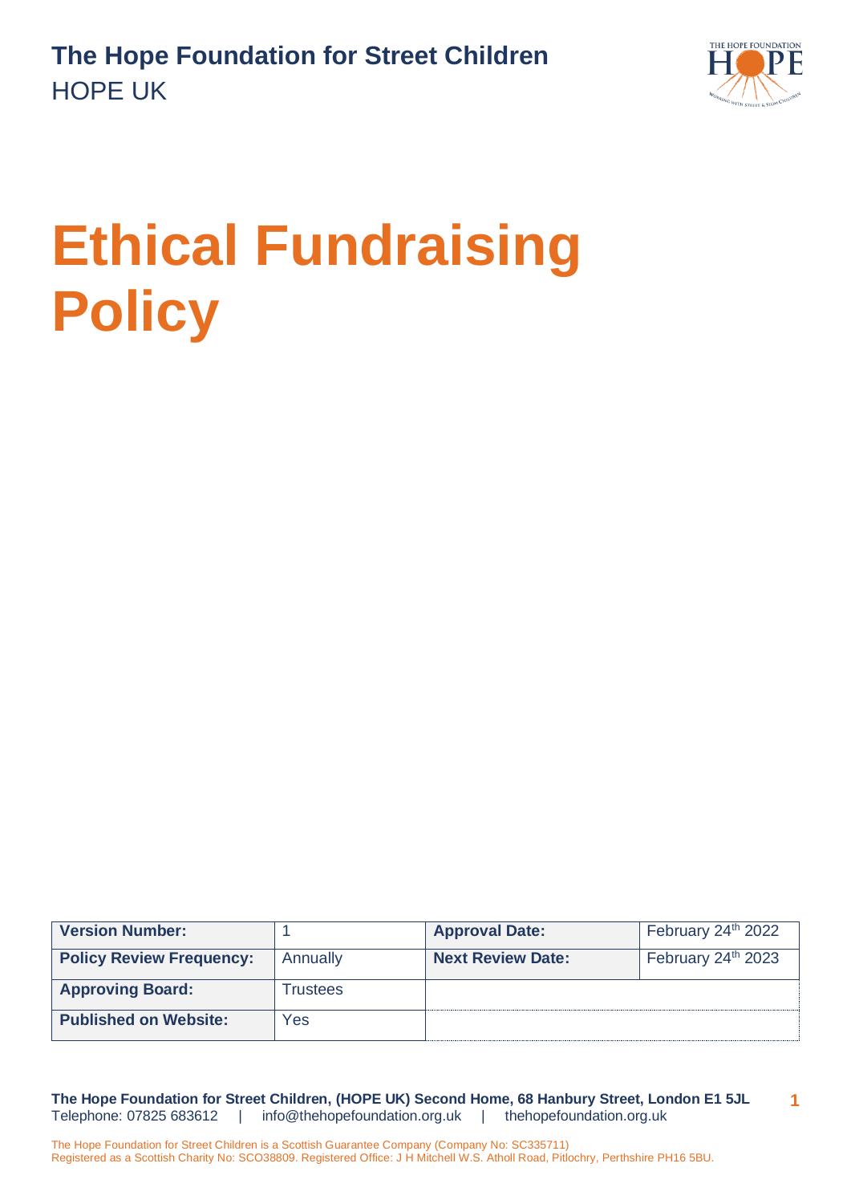**The Hope Foundation for Street Children**
HOPE UK

# Ethical Fundraising Policy

| | | | |
|---|---|---|---|
| **Version Number:** | 1 | **Approval Date:** | February 24th 2022 |
| **Policy Review Frequency:** | Annually | **Next Review Date:** | February 24th 2023 |
| **Approving Board:** | Trustees | | |
| **Published on Website:** | Yes | | |

**The Hope Foundation for Street Children, (HOPE UK) Second Home, 68 Hanbury Street, London E1 5JL**
Telephone: 07825 683612 | info@thehopefoundation.org.uk | thehopefoundation.org.uk

The Hope Foundation for Street Children is a Scottish Guarantee Company (Company No: SC335711)
Registered as a Scottish Charity No: SCO38809. Registered Office: J H Mitchell W.S. Atholl Road, Pitlochry, Perthshire PH16 5BU.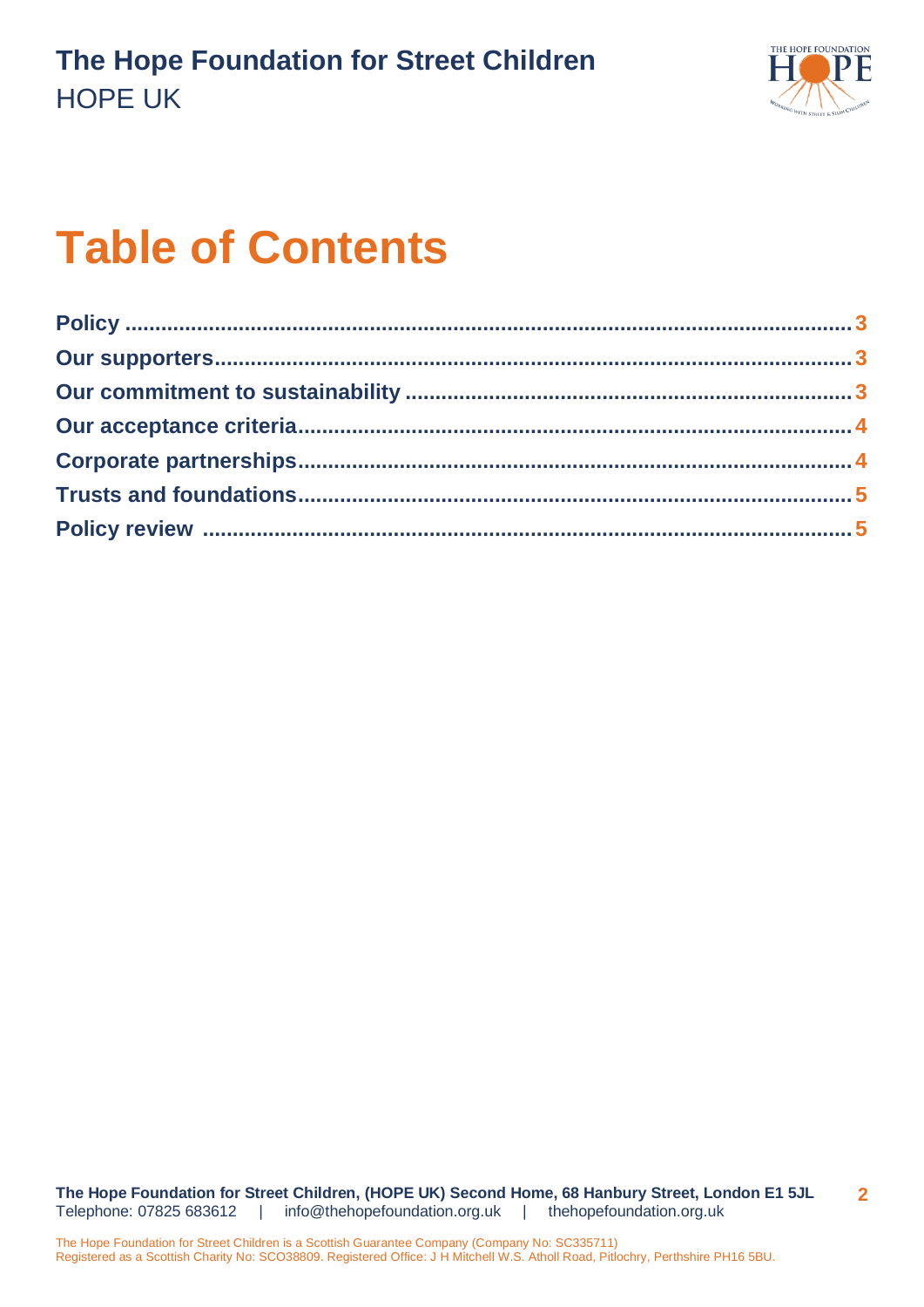# Table of Contents

Policy ........................................................................................................ 3
Our supporters.............................................................................................. 3
Our commitment to sustainability .................................................................. 3
Our acceptance criteria.................................................................................. 4
Corporate partnerships.................................................................................. 4
Trusts and foundations.................................................................................. 5
Policy review ................................................................................................ 5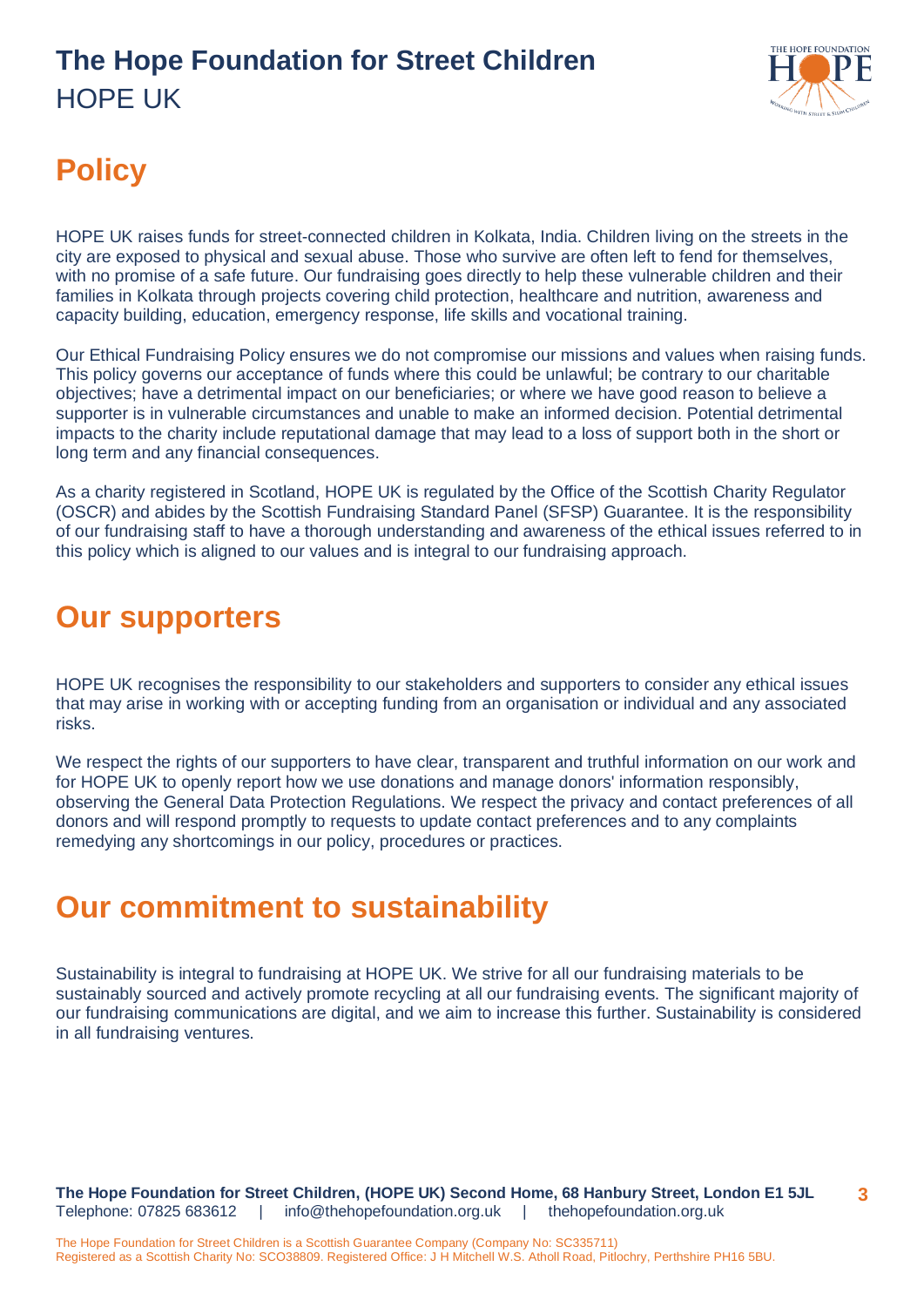## Policy

HOPE UK raises funds for street-connected children in Kolkata, India. Children living on the streets in the city are exposed to physical and sexual abuse. Those who survive are often left to fend for themselves, with no promise of a safe future. Our fundraising goes directly to help these vulnerable children and their families in Kolkata through projects covering child protection, healthcare and nutrition, awareness and capacity building, education, emergency response, life skills and vocational training.

Our Ethical Fundraising Policy ensures we do not compromise our missions and values when raising funds. This policy governs our acceptance of funds where this could be unlawful; be contrary to our charitable objectives; have a detrimental impact on our beneficiaries; or where we have good reason to believe a supporter is in vulnerable circumstances and unable to make an informed decision. Potential detrimental impacts to the charity include reputational damage that may lead to a loss of support both in the short or long term and any financial consequences.

As a charity registered in Scotland, HOPE UK is regulated by the Office of the Scottish Charity Regulator (OSCR) and abides by the Scottish Fundraising Standard Panel (SFSP) Guarantee. It is the responsibility of our fundraising staff to have a thorough understanding and awareness of the ethical issues referred to in this policy which is aligned to our values and is integral to our fundraising approach.

## Our supporters

HOPE UK recognises the responsibility to our stakeholders and supporters to consider any ethical issues that may arise in working with or accepting funding from an organisation or individual and any associated risks.

We respect the rights of our supporters to have clear, transparent and truthful information on our work and for HOPE UK to openly report how we use donations and manage donors' information responsibly, observing the General Data Protection Regulations. We respect the privacy and contact preferences of all donors and will respond promptly to requests to update contact preferences and to any complaints remedying any shortcomings in our policy, procedures or practices.

## Our commitment to sustainability

Sustainability is integral to fundraising at HOPE UK. We strive for all our fundraising materials to be sustainably sourced and actively promote recycling at all our fundraising events. The significant majority of our fundraising communications are digital, and we aim to increase this further. Sustainability is considered in all fundraising ventures.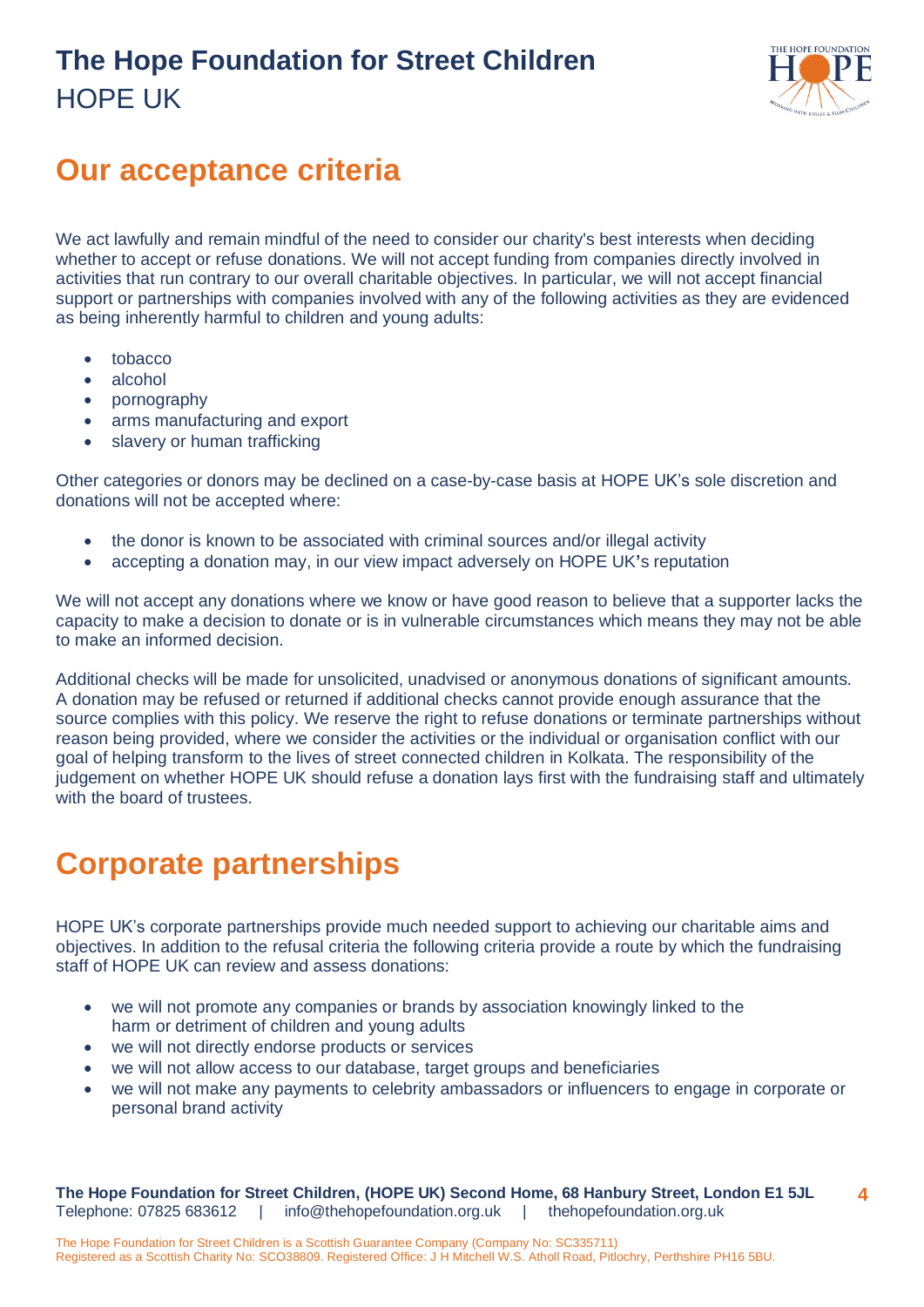## Our acceptance criteria

We act lawfully and remain mindful of the need to consider our charity's best interests when deciding whether to accept or refuse donations. We will not accept funding from companies directly involved in activities that run contrary to our overall charitable objectives. In particular, we will not accept financial support or partnerships with companies involved with any of the following activities as they are evidenced as being inherently harmful to children and young adults:

- tobacco
- alcohol
- pornography
- arms manufacturing and export
- slavery or human trafficking

Other categories or donors may be declined on a case-by-case basis at HOPE UK's sole discretion and donations will not be accepted where:

- the donor is known to be associated with criminal sources and/or illegal activity
- accepting a donation may, in our view impact adversely on HOPE UK's reputation

We will not accept any donations where we know or have good reason to believe that a supporter lacks the capacity to make a decision to donate or is in vulnerable circumstances which means they may not be able to make an informed decision.

Additional checks will be made for unsolicited, unadvised or anonymous donations of significant amounts. A donation may be refused or returned if additional checks cannot provide enough assurance that the source complies with this policy. We reserve the right to refuse donations or terminate partnerships without reason being provided, where we consider the activities or the individual or organisation conflict with our goal of helping transform to the lives of street connected children in Kolkata. The responsibility of the judgement on whether HOPE UK should refuse a donation lays first with the fundraising staff and ultimately with the board of trustees.

## Corporate partnerships

HOPE UK's corporate partnerships provide much needed support to achieving our charitable aims and objectives. In addition to the refusal criteria the following criteria provide a route by which the fundraising staff of HOPE UK can review and assess donations:

- we will not promote any companies or brands by association knowingly linked to the harm or detriment of children and young adults
- we will not directly endorse products or services
- we will not allow access to our database, target groups and beneficiaries
- we will not make any payments to celebrity ambassadors or influencers to engage in corporate or personal brand activity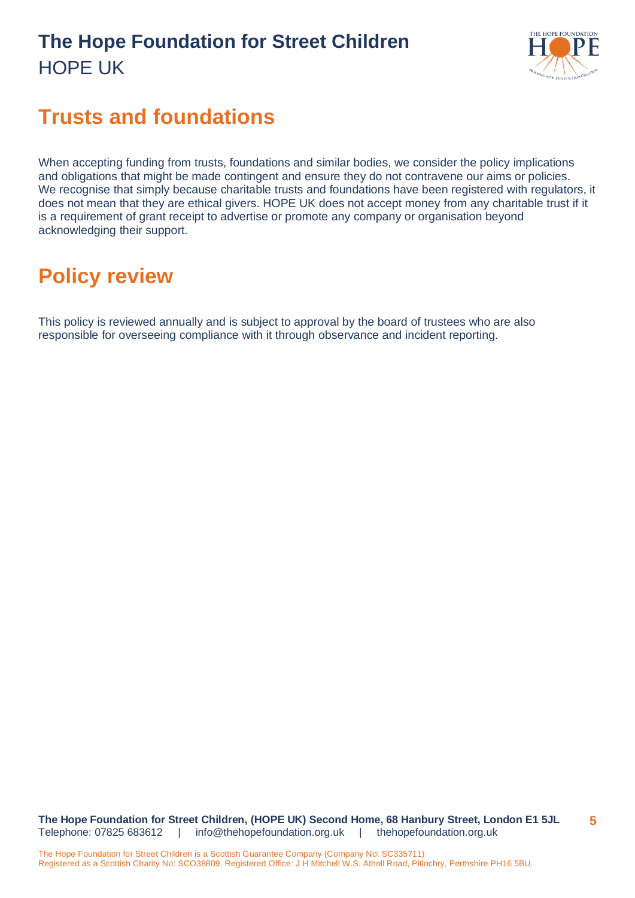## Trusts and foundations

When accepting funding from trusts, foundations and similar bodies, we consider the policy implications and obligations that might be made contingent and ensure they do not contravene our aims or policies. We recognise that simply because charitable trusts and foundations have been registered with regulators, it does not mean that they are ethical givers. HOPE UK does not accept money from any charitable trust if it is a requirement of grant receipt to advertise or promote any company or organisation beyond acknowledging their support.

## Policy review

This policy is reviewed annually and is subject to approval by the board of trustees who are also responsible for overseeing compliance with it through observance and incident reporting.